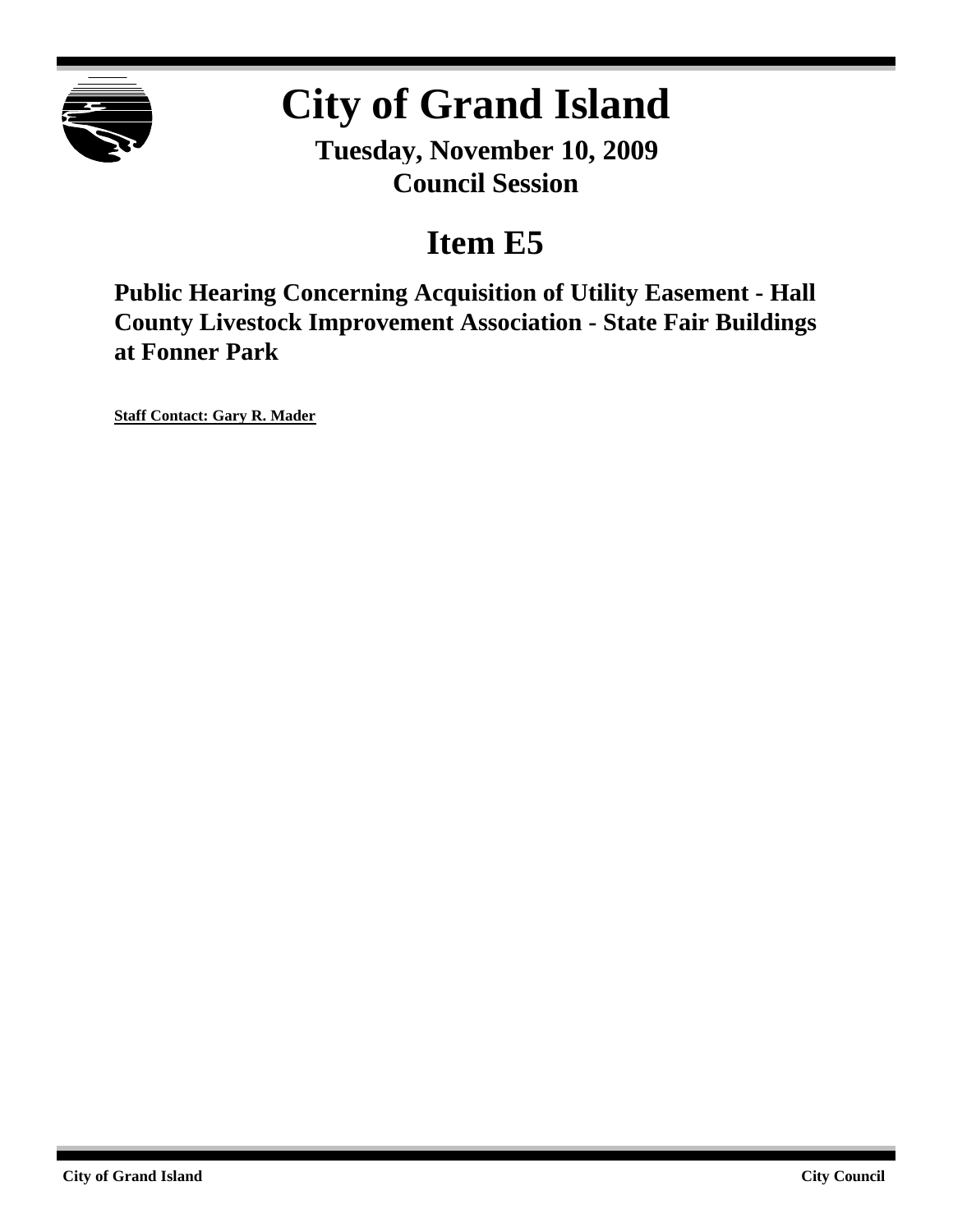# City of Grand Island

**Tuesday, November 10, 2009**
**Council Session**

## Item E5

**Public Hearing Concerning Acquisition of Utility Easement - Hall County Livestock Improvement Association - State Fair Buildings at Fonner Park**

**Staff Contact: Gary R. Mader**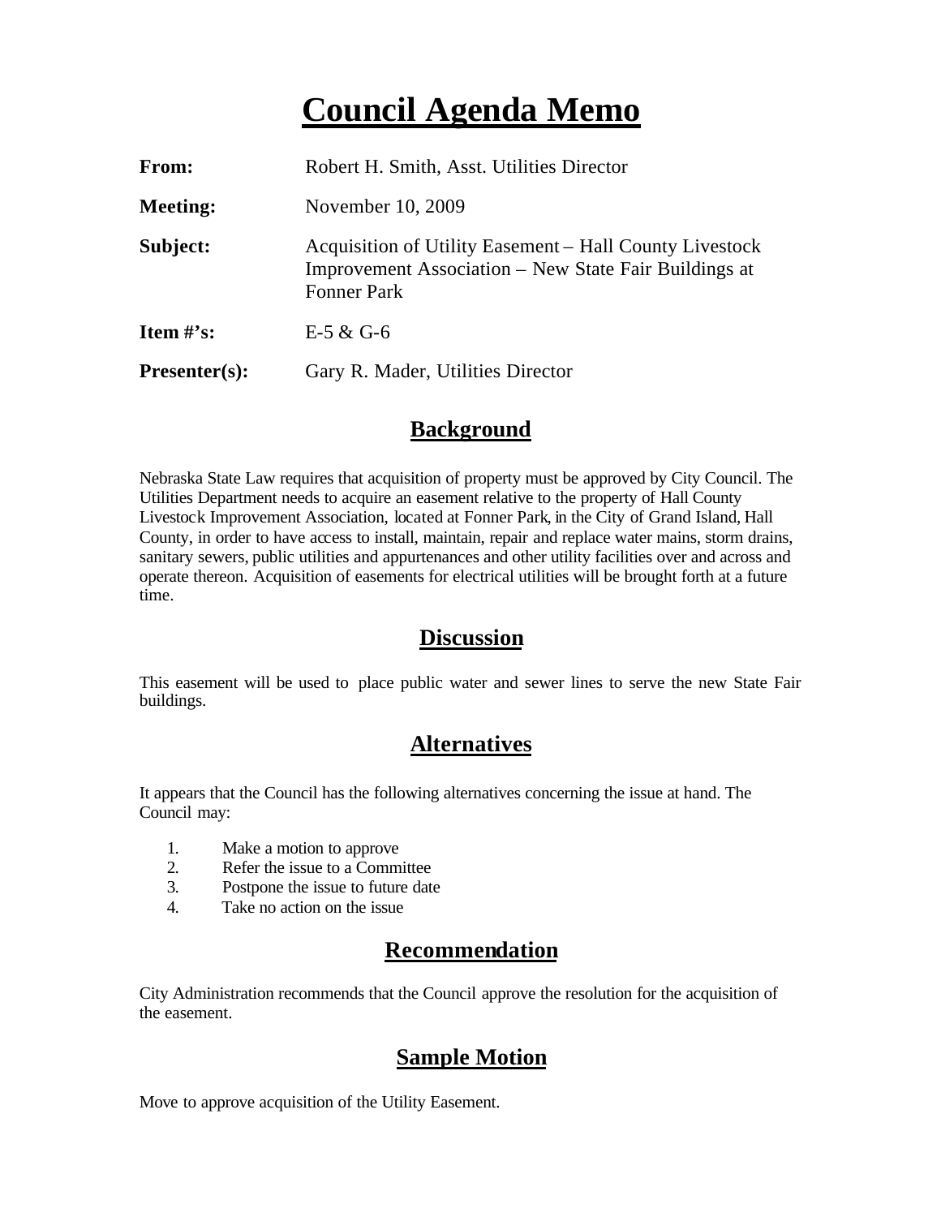# Council Agenda Memo

**From:** Robert H. Smith, Asst. Utilities Director

**Meeting:** November 10, 2009

**Subject:** Acquisition of Utility Easement – Hall County Livestock Improvement Association – New State Fair Buildings at Fonner Park

**Item #'s:** E-5 & G-6

**Presenter(s):** Gary R. Mader, Utilities Director

## Background

Nebraska State Law requires that acquisition of property must be approved by City Council. The Utilities Department needs to acquire an easement relative to the property of Hall County Livestock Improvement Association, located at Fonner Park, in the City of Grand Island, Hall County, in order to have access to install, maintain, repair and replace water mains, storm drains, sanitary sewers, public utilities and appurtenances and other utility facilities over and across and operate thereon. Acquisition of easements for electrical utilities will be brought forth at a future time.

## Discussion

This easement will be used to place public water and sewer lines to serve the new State Fair buildings.

## Alternatives

It appears that the Council has the following alternatives concerning the issue at hand. The Council may:

1. Make a motion to approve
2. Refer the issue to a Committee
3. Postpone the issue to future date
4. Take no action on the issue

## Recommendation

City Administration recommends that the Council approve the resolution for the acquisition of the easement.

## Sample Motion

Move to approve acquisition of the Utility Easement.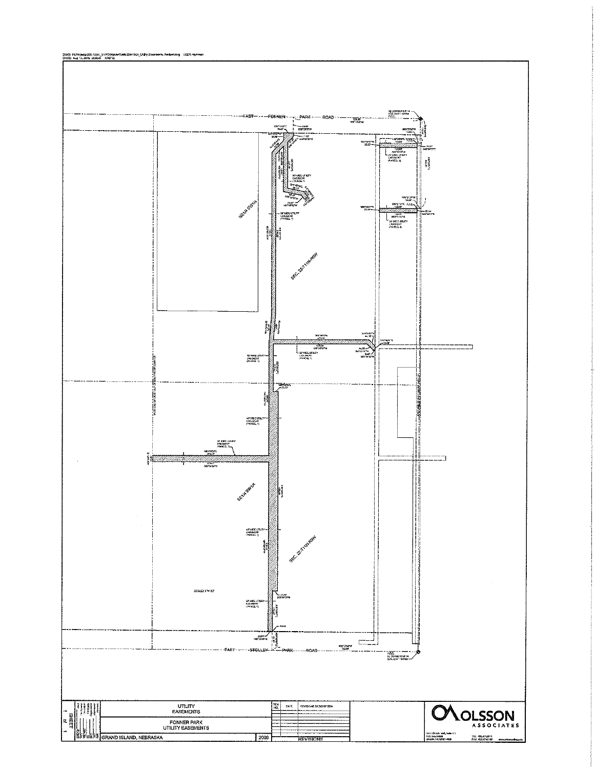EAST FONNER PARK ROAD

NE1/4 SW1/4

SEC. 22-T11N-R9W

20' WIDE UTILITY EASEMENT (PARCEL 1)

20' WIDE UTILITY EASEMENT (PARCEL 2)

20' WIDE UTILITY EASEMENT (PARCEL 3)

40' WIDE UTILITY EASEMENT (PARCEL 1)

SE1/4 SW1/4

SEC. 22-T11N-R9W

SCALE: 1"=100'

P.O.B.

EAST STOLLEY PARK ROAD

| | | | |
|---|---|---|---|
| UTILITY EASEMENTS | REV. NO. | DATE | REVISIONS DESCRIPTION |
| FONNER PARK UTILITY EASEMENTS | | | |
| GRAND ISLAND, NEBRASKA | 2009 | | REVISIONS |

SHEET 1 of 1

OLSSON ASSOCIATES